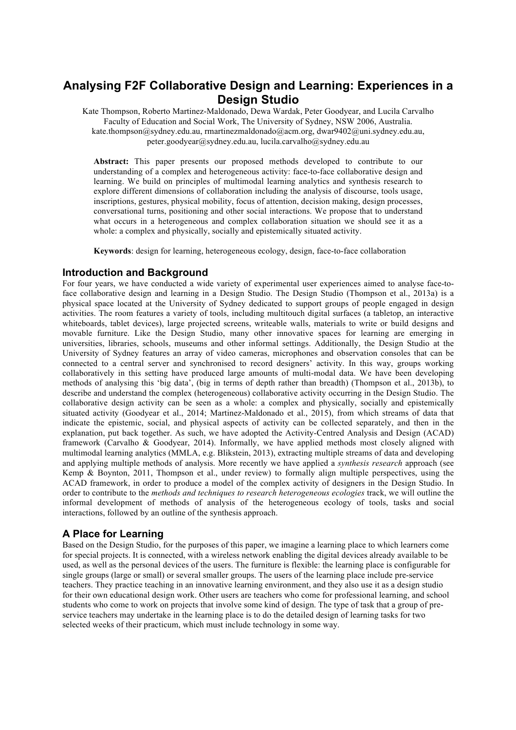# Analysing F2F Collaborative Design and Learning: Experiences in a Design Studio

Kate Thompson, Roberto Martinez-Maldonado, Dewa Wardak, Peter Goodyear, and Lucila Carvalho
Faculty of Education and Social Work, The University of Sydney, NSW 2006, Australia.
kate.thompson@sydney.edu.au, rmartinezmaldonado@acm.org, dwar9402@uni.sydney.edu.au, peter.goodyear@sydney.edu.au, lucila.carvalho@sydney.edu.au

**Abstract:** This paper presents our proposed methods developed to contribute to our understanding of a complex and heterogeneous activity: face-to-face collaborative design and learning. We build on principles of multimodal learning analytics and synthesis research to explore different dimensions of collaboration including the analysis of discourse, tools usage, inscriptions, gestures, physical mobility, focus of attention, decision making, design processes, conversational turns, positioning and other social interactions. We propose that to understand what occurs in a heterogeneous and complex collaboration situation we should see it as a whole: a complex and physically, socially and epistemically situated activity.

**Keywords**: design for learning, heterogeneous ecology, design, face-to-face collaboration

## Introduction and Background

For four years, we have conducted a wide variety of experimental user experiences aimed to analyse face-to-face collaborative design and learning in a Design Studio. The Design Studio (Thompson et al., 2013a) is a physical space located at the University of Sydney dedicated to support groups of people engaged in design activities. The room features a variety of tools, including multitouch digital surfaces (a tabletop, an interactive whiteboards, tablet devices), large projected screens, writeable walls, materials to write or build designs and movable furniture. Like the Design Studio, many other innovative spaces for learning are emerging in universities, libraries, schools, museums and other informal settings. Additionally, the Design Studio at the University of Sydney features an array of video cameras, microphones and observation consoles that can be connected to a central server and synchronised to record designers' activity. In this way, groups working collaboratively in this setting have produced large amounts of multi-modal data. We have been developing methods of analysing this 'big data', (big in terms of depth rather than breadth) (Thompson et al., 2013b), to describe and understand the complex (heterogeneous) collaborative activity occurring in the Design Studio. The collaborative design activity can be seen as a whole: a complex and physically, socially and epistemically situated activity (Goodyear et al., 2014; Martinez-Maldonado et al., 2015), from which streams of data that indicate the epistemic, social, and physical aspects of activity can be collected separately, and then in the explanation, put back together. As such, we have adopted the Activity-Centred Analysis and Design (ACAD) framework (Carvalho & Goodyear, 2014). Informally, we have applied methods most closely aligned with multimodal learning analytics (MMLA, e.g. Blikstein, 2013), extracting multiple streams of data and developing and applying multiple methods of analysis. More recently we have applied a *synthesis research* approach (see Kemp & Boynton, 2011, Thompson et al., under review) to formally align multiple perspectives, using the ACAD framework, in order to produce a model of the complex activity of designers in the Design Studio. In order to contribute to the *methods and techniques to research heterogeneous ecologies* track, we will outline the informal development of methods of analysis of the heterogeneous ecology of tools, tasks and social interactions, followed by an outline of the synthesis approach.

## A Place for Learning

Based on the Design Studio, for the purposes of this paper, we imagine a learning place to which learners come for special projects. It is connected, with a wireless network enabling the digital devices already available to be used, as well as the personal devices of the users. The furniture is flexible: the learning place is configurable for single groups (large or small) or several smaller groups. The users of the learning place include pre-service teachers. They practice teaching in an innovative learning environment, and they also use it as a design studio for their own educational design work. Other users are teachers who come for professional learning, and school students who come to work on projects that involve some kind of design. The type of task that a group of pre-service teachers may undertake in the learning place is to do the detailed design of learning tasks for two selected weeks of their practicum, which must include technology in some way.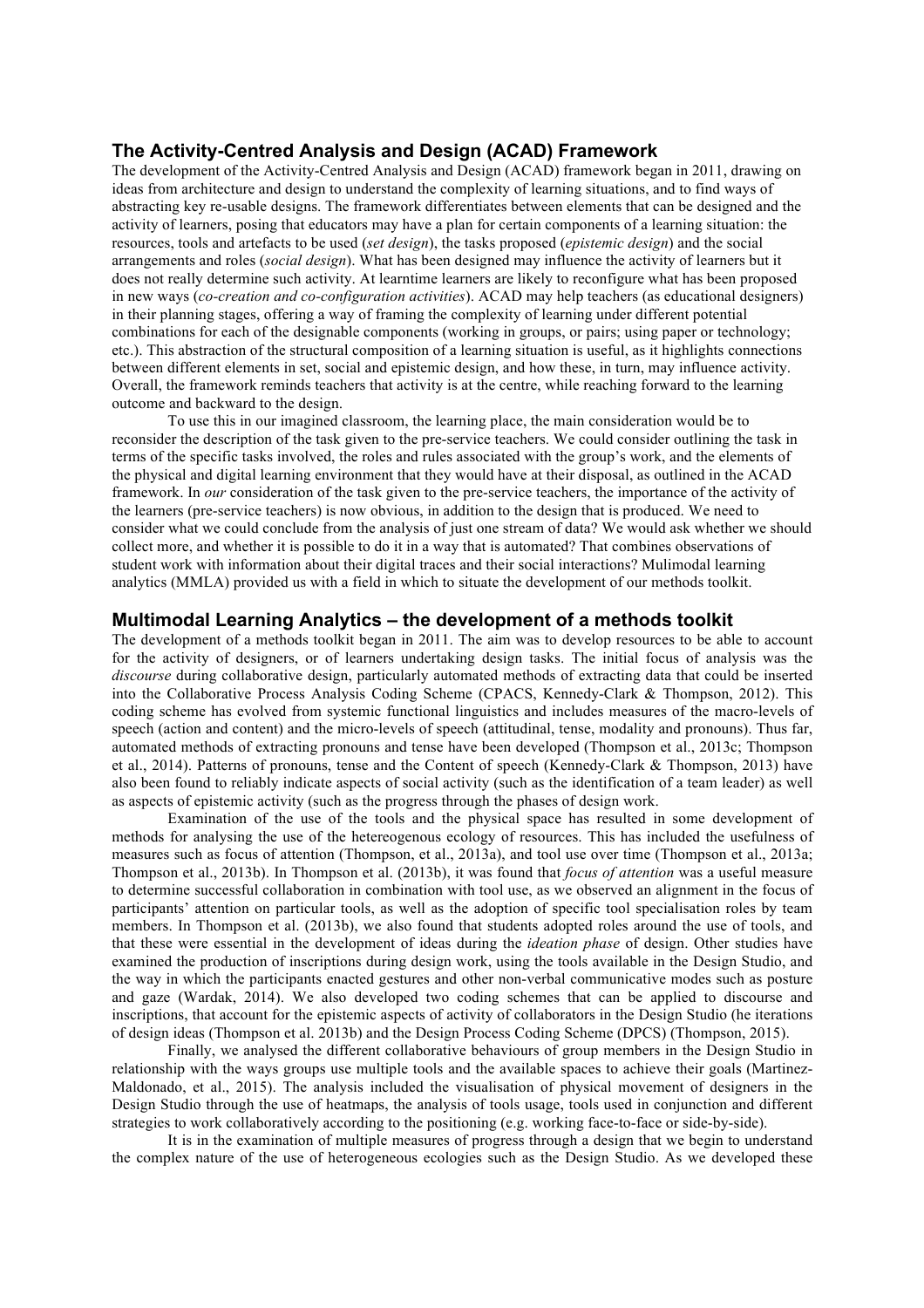## The Activity-Centred Analysis and Design (ACAD) Framework

The development of the Activity-Centred Analysis and Design (ACAD) framework began in 2011, drawing on ideas from architecture and design to understand the complexity of learning situations, and to find ways of abstracting key re-usable designs. The framework differentiates between elements that can be designed and the activity of learners, posing that educators may have a plan for certain components of a learning situation: the resources, tools and artefacts to be used (*set design*), the tasks proposed (*epistemic design*) and the social arrangements and roles (*social design*). What has been designed may influence the activity of learners but it does not really determine such activity. At learntime learners are likely to reconfigure what has been proposed in new ways (*co-creation and co-configuration activities*). ACAD may help teachers (as educational designers) in their planning stages, offering a way of framing the complexity of learning under different potential combinations for each of the designable components (working in groups, or pairs; using paper or technology; etc.). This abstraction of the structural composition of a learning situation is useful, as it highlights connections between different elements in set, social and epistemic design, and how these, in turn, may influence activity. Overall, the framework reminds teachers that activity is at the centre, while reaching forward to the learning outcome and backward to the design.

To use this in our imagined classroom, the learning place, the main consideration would be to reconsider the description of the task given to the pre-service teachers. We could consider outlining the task in terms of the specific tasks involved, the roles and rules associated with the group's work, and the elements of the physical and digital learning environment that they would have at their disposal, as outlined in the ACAD framework. In *our* consideration of the task given to the pre-service teachers, the importance of the activity of the learners (pre-service teachers) is now obvious, in addition to the design that is produced. We need to consider what we could conclude from the analysis of just one stream of data? We would ask whether we should collect more, and whether it is possible to do it in a way that is automated? That combines observations of student work with information about their digital traces and their social interactions? Mulimodal learning analytics (MMLA) provided us with a field in which to situate the development of our methods toolkit.

## Multimodal Learning Analytics – the development of a methods toolkit

The development of a methods toolkit began in 2011. The aim was to develop resources to be able to account for the activity of designers, or of learners undertaking design tasks. The initial focus of analysis was the *discourse* during collaborative design, particularly automated methods of extracting data that could be inserted into the Collaborative Process Analysis Coding Scheme (CPACS, Kennedy-Clark & Thompson, 2012). This coding scheme has evolved from systemic functional linguistics and includes measures of the macro-levels of speech (action and content) and the micro-levels of speech (attitudinal, tense, modality and pronouns). Thus far, automated methods of extracting pronouns and tense have been developed (Thompson et al., 2013c; Thompson et al., 2014). Patterns of pronouns, tense and the Content of speech (Kennedy-Clark & Thompson, 2013) have also been found to reliably indicate aspects of social activity (such as the identification of a team leader) as well as aspects of epistemic activity (such as the progress through the phases of design work.

Examination of the use of the tools and the physical space has resulted in some development of methods for analysing the use of the hetereogeneous ecology of resources. This has included the usefulness of measures such as focus of attention (Thompson, et al., 2013a), and tool use over time (Thompson et al., 2013a; Thompson et al., 2013b). In Thompson et al. (2013b), it was found that *focus of attention* was a useful measure to determine successful collaboration in combination with tool use, as we observed an alignment in the focus of participants' attention on particular tools, as well as the adoption of specific tool specialisation roles by team members. In Thompson et al. (2013b), we also found that students adopted roles around the use of tools, and that these were essential in the development of ideas during the *ideation phase* of design. Other studies have examined the production of inscriptions during design work, using the tools available in the Design Studio, and the way in which the participants enacted gestures and other non-verbal communicative modes such as posture and gaze (Wardak, 2014). We also developed two coding schemes that can be applied to discourse and inscriptions, that account for the epistemic aspects of activity of collaborators in the Design Studio (he iterations of design ideas (Thompson et al. 2013b) and the Design Process Coding Scheme (DPCS) (Thompson, 2015).

Finally, we analysed the different collaborative behaviours of group members in the Design Studio in relationship with the ways groups use multiple tools and the available spaces to achieve their goals (Martinez-Maldonado, et al., 2015). The analysis included the visualisation of physical movement of designers in the Design Studio through the use of heatmaps, the analysis of tools usage, tools used in conjunction and different strategies to work collaboratively according to the positioning (e.g. working face-to-face or side-by-side).

It is in the examination of multiple measures of progress through a design that we begin to understand the complex nature of the use of heterogeneous ecologies such as the Design Studio. As we developed these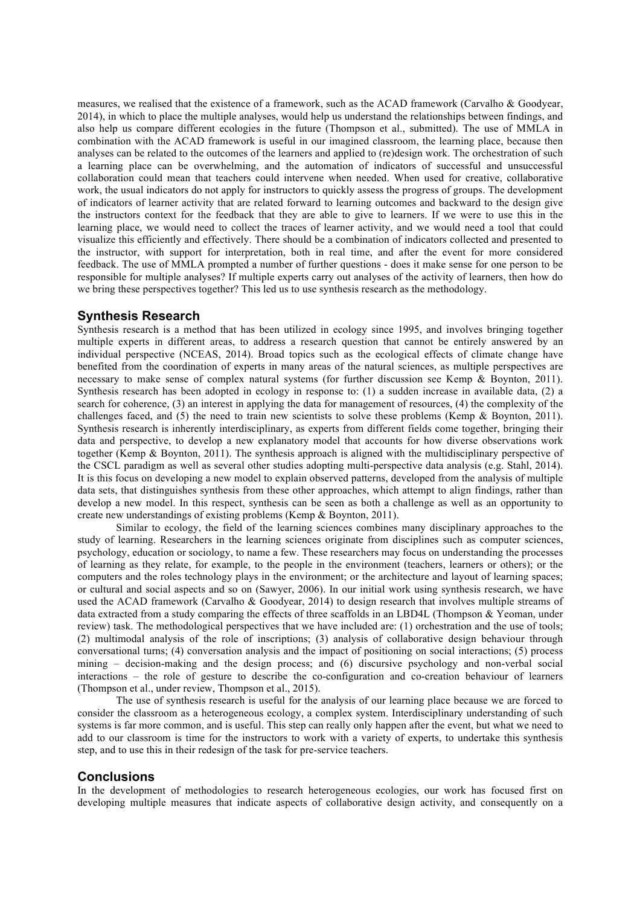measures, we realised that the existence of a framework, such as the ACAD framework (Carvalho & Goodyear, 2014), in which to place the multiple analyses, would help us understand the relationships between findings, and also help us compare different ecologies in the future (Thompson et al., submitted). The use of MMLA in combination with the ACAD framework is useful in our imagined classroom, the learning place, because then analyses can be related to the outcomes of the learners and applied to (re)design work. The orchestration of such a learning place can be overwhelming, and the automation of indicators of successful and unsuccessful collaboration could mean that teachers could intervene when needed. When used for creative, collaborative work, the usual indicators do not apply for instructors to quickly assess the progress of groups. The development of indicators of learner activity that are related forward to learning outcomes and backward to the design give the instructors context for the feedback that they are able to give to learners. If we were to use this in the learning place, we would need to collect the traces of learner activity, and we would need a tool that could visualize this efficiently and effectively. There should be a combination of indicators collected and presented to the instructor, with support for interpretation, both in real time, and after the event for more considered feedback. The use of MMLA prompted a number of further questions - does it make sense for one person to be responsible for multiple analyses? If multiple experts carry out analyses of the activity of learners, then how do we bring these perspectives together? This led us to use synthesis research as the methodology.

## Synthesis Research

Synthesis research is a method that has been utilized in ecology since 1995, and involves bringing together multiple experts in different areas, to address a research question that cannot be entirely answered by an individual perspective (NCEAS, 2014). Broad topics such as the ecological effects of climate change have benefited from the coordination of experts in many areas of the natural sciences, as multiple perspectives are necessary to make sense of complex natural systems (for further discussion see Kemp & Boynton, 2011). Synthesis research has been adopted in ecology in response to: (1) a sudden increase in available data, (2) a search for coherence, (3) an interest in applying the data for management of resources, (4) the complexity of the challenges faced, and (5) the need to train new scientists to solve these problems (Kemp & Boynton, 2011). Synthesis research is inherently interdisciplinary, as experts from different fields come together, bringing their data and perspective, to develop a new explanatory model that accounts for how diverse observations work together (Kemp & Boynton, 2011). The synthesis approach is aligned with the multidisciplinary perspective of the CSCL paradigm as well as several other studies adopting multi-perspective data analysis (e.g. Stahl, 2014). It is this focus on developing a new model to explain observed patterns, developed from the analysis of multiple data sets, that distinguishes synthesis from these other approaches, which attempt to align findings, rather than develop a new model. In this respect, synthesis can be seen as both a challenge as well as an opportunity to create new understandings of existing problems (Kemp & Boynton, 2011).

Similar to ecology, the field of the learning sciences combines many disciplinary approaches to the study of learning. Researchers in the learning sciences originate from disciplines such as computer sciences, psychology, education or sociology, to name a few. These researchers may focus on understanding the processes of learning as they relate, for example, to the people in the environment (teachers, learners or others); or the computers and the roles technology plays in the environment; or the architecture and layout of learning spaces; or cultural and social aspects and so on (Sawyer, 2006). In our initial work using synthesis research, we have used the ACAD framework (Carvalho & Goodyear, 2014) to design research that involves multiple streams of data extracted from a study comparing the effects of three scaffolds in an LBD4L (Thompson & Yeoman, under review) task. The methodological perspectives that we have included are: (1) orchestration and the use of tools; (2) multimodal analysis of the role of inscriptions; (3) analysis of collaborative design behaviour through conversational turns; (4) conversation analysis and the impact of positioning on social interactions; (5) process mining – decision-making and the design process; and (6) discursive psychology and non-verbal social interactions – the role of gesture to describe the co-configuration and co-creation behaviour of learners (Thompson et al., under review, Thompson et al., 2015).

The use of synthesis research is useful for the analysis of our learning place because we are forced to consider the classroom as a heterogeneous ecology, a complex system. Interdisciplinary understanding of such systems is far more common, and is useful. This step can really only happen after the event, but what we need to add to our classroom is time for the instructors to work with a variety of experts, to undertake this synthesis step, and to use this in their redesign of the task for pre-service teachers.

## Conclusions

In the development of methodologies to research heterogeneous ecologies, our work has focused first on developing multiple measures that indicate aspects of collaborative design activity, and consequently on a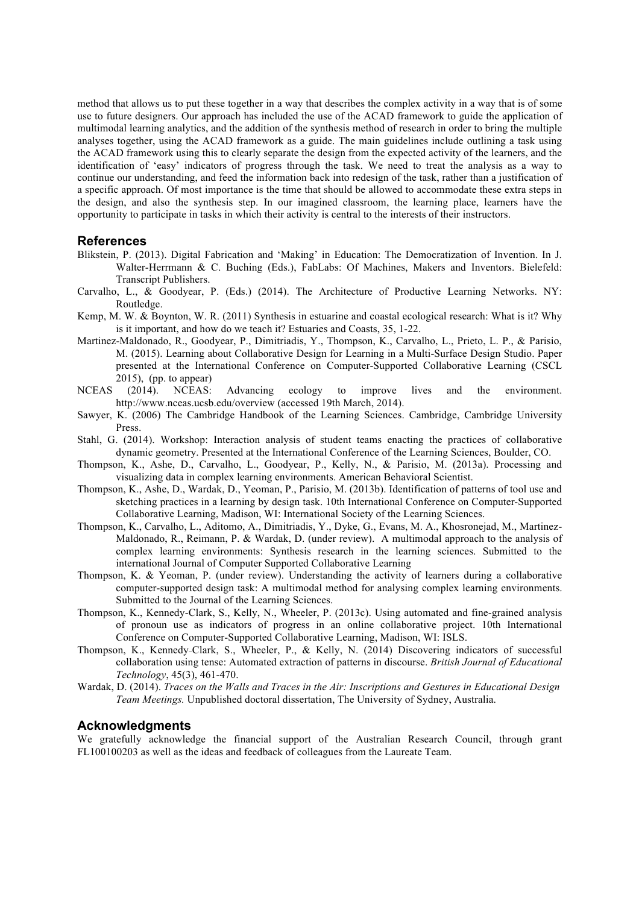method that allows us to put these together in a way that describes the complex activity in a way that is of some use to future designers. Our approach has included the use of the ACAD framework to guide the application of multimodal learning analytics, and the addition of the synthesis method of research in order to bring the multiple analyses together, using the ACAD framework as a guide. The main guidelines include outlining a task using the ACAD framework using this to clearly separate the design from the expected activity of the learners, and the identification of 'easy' indicators of progress through the task. We need to treat the analysis as a way to continue our understanding, and feed the information back into redesign of the task, rather than a justification of a specific approach. Of most importance is the time that should be allowed to accommodate these extra steps in the design, and also the synthesis step. In our imagined classroom, the learning place, learners have the opportunity to participate in tasks in which their activity is central to the interests of their instructors.

## References

Blikstein, P. (2013). Digital Fabrication and 'Making' in Education: The Democratization of Invention. In J. Walter-Herrmann & C. Buching (Eds.), FabLabs: Of Machines, Makers and Inventors. Bielefeld: Transcript Publishers.

Carvalho, L., & Goodyear, P. (Eds.) (2014). The Architecture of Productive Learning Networks. NY: Routledge.

Kemp, M. W. & Boynton, W. R. (2011) Synthesis in estuarine and coastal ecological research: What is it? Why is it important, and how do we teach it? Estuaries and Coasts, 35, 1-22.

Martinez-Maldonado, R., Goodyear, P., Dimitriadis, Y., Thompson, K., Carvalho, L., Prieto, L. P., & Parisio, M. (2015). Learning about Collaborative Design for Learning in a Multi-Surface Design Studio. Paper presented at the International Conference on Computer-Supported Collaborative Learning (CSCL 2015), (pp. to appear)

NCEAS (2014). NCEAS: Advancing ecology to improve lives and the environment. http://www.nceas.ucsb.edu/overview (accessed 19th March, 2014).

Sawyer, K. (2006) The Cambridge Handbook of the Learning Sciences. Cambridge, Cambridge University Press.

Stahl, G. (2014). Workshop: Interaction analysis of student teams enacting the practices of collaborative dynamic geometry. Presented at the International Conference of the Learning Sciences, Boulder, CO.

Thompson, K., Ashe, D., Carvalho, L., Goodyear, P., Kelly, N., & Parisio, M. (2013a). Processing and visualizing data in complex learning environments. American Behavioral Scientist.

Thompson, K., Ashe, D., Wardak, D., Yeoman, P., Parisio, M. (2013b). Identification of patterns of tool use and sketching practices in a learning by design task. 10th International Conference on Computer-Supported Collaborative Learning, Madison, WI: International Society of the Learning Sciences.

Thompson, K., Carvalho, L., Aditomo, A., Dimitriadis, Y., Dyke, G., Evans, M. A., Khosronejad, M., Martinez-Maldonado, R., Reimann, P. & Wardak, D. (under review). A multimodal approach to the analysis of complex learning environments: Synthesis research in the learning sciences. Submitted to the international Journal of Computer Supported Collaborative Learning

Thompson, K. & Yeoman, P. (under review). Understanding the activity of learners during a collaborative computer-supported design task: A multimodal method for analysing complex learning environments. Submitted to the Journal of the Learning Sciences.

Thompson, K., Kennedy-Clark, S., Kelly, N., Wheeler, P. (2013c). Using automated and fine-grained analysis of pronoun use as indicators of progress in an online collaborative project. 10th International Conference on Computer-Supported Collaborative Learning, Madison, WI: ISLS.

Thompson, K., Kennedy-Clark, S., Wheeler, P., & Kelly, N. (2014) Discovering indicators of successful collaboration using tense: Automated extraction of patterns in discourse. *British Journal of Educational Technology*, 45(3), 461-470.

Wardak, D. (2014). *Traces on the Walls and Traces in the Air: Inscriptions and Gestures in Educational Design Team Meetings.* Unpublished doctoral dissertation, The University of Sydney, Australia.

## Acknowledgments

We gratefully acknowledge the financial support of the Australian Research Council, through grant FL100100203 as well as the ideas and feedback of colleagues from the Laureate Team.